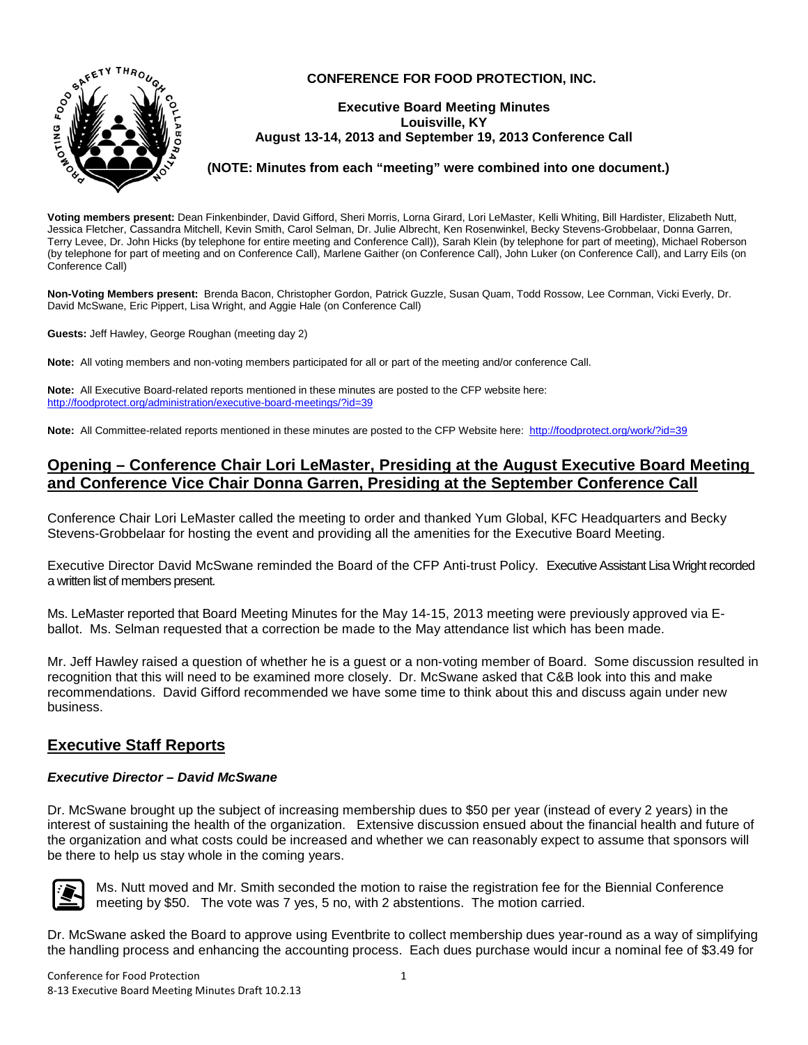# CONFERENCE FOR FOOD PROTECTION, INC.

**Executive Board Meeting Minutes**
**Louisville, KY**
**August 13-14, 2013 and September 19, 2013 Conference Call**

**(NOTE: Minutes from each "meeting" were combined into one document.)**

**Voting members present:** Dean Finkenbinder, David Gifford, Sheri Morris, Lorna Girard, Lori LeMaster, Kelli Whiting, Bill Hardister, Elizabeth Nutt, Jessica Fletcher, Cassandra Mitchell, Kevin Smith, Carol Selman, Dr. Julie Albrecht, Ken Rosenwinkel, Becky Stevens-Grobbelaar, Donna Garren, Terry Levee, Dr. John Hicks (by telephone for entire meeting and Conference Call)), Sarah Klein (by telephone for part of meeting), Michael Roberson (by telephone for part of meeting and on Conference Call), Marlene Gaither (on Conference Call), John Luker (on Conference Call), and Larry Eils (on Conference Call)

**Non-Voting Members present:** Brenda Bacon, Christopher Gordon, Patrick Guzzle, Susan Quam, Todd Rossow, Lee Cornman, Vicki Everly, Dr. David McSwane, Eric Pippert, Lisa Wright, and Aggie Hale (on Conference Call)

**Guests:** Jeff Hawley, George Roughan (meeting day 2)

**Note:** All voting members and non-voting members participated for all or part of the meeting and/or conference Call.

**Note:** All Executive Board-related reports mentioned in these minutes are posted to the CFP website here: http://foodprotect.org/administration/executive-board-meetings/?id=39

**Note:** All Committee-related reports mentioned in these minutes are posted to the CFP Website here: http://foodprotect.org/work/?id=39

## Opening – Conference Chair Lori LeMaster, Presiding at the August Executive Board Meeting and Conference Vice Chair Donna Garren, Presiding at the September Conference Call

Conference Chair Lori LeMaster called the meeting to order and thanked Yum Global, KFC Headquarters and Becky Stevens-Grobbelaar for hosting the event and providing all the amenities for the Executive Board Meeting.

Executive Director David McSwane reminded the Board of the CFP Anti-trust Policy. Executive Assistant Lisa Wright recorded a written list of members present.

Ms. LeMaster reported that Board Meeting Minutes for the May 14-15, 2013 meeting were previously approved via E-ballot. Ms. Selman requested that a correction be made to the May attendance list which has been made.

Mr. Jeff Hawley raised a question of whether he is a guest or a non-voting member of Board. Some discussion resulted in recognition that this will need to be examined more closely. Dr. McSwane asked that C&B look into this and make recommendations. David Gifford recommended we have some time to think about this and discuss again under new business.

## Executive Staff Reports

### *Executive Director – David McSwane*

Dr. McSwane brought up the subject of increasing membership dues to $50 per year (instead of every 2 years) in the interest of sustaining the health of the organization. Extensive discussion ensued about the financial health and future of the organization and what costs could be increased and whether we can reasonably expect to assume that sponsors will be there to help us stay whole in the coming years.

Ms. Nutt moved and Mr. Smith seconded the motion to raise the registration fee for the Biennial Conference meeting by $50. The vote was 7 yes, 5 no, with 2 abstentions. The motion carried.

Dr. McSwane asked the Board to approve using Eventbrite to collect membership dues year-round as a way of simplifying the handling process and enhancing the accounting process. Each dues purchase would incur a nominal fee of $3.49 for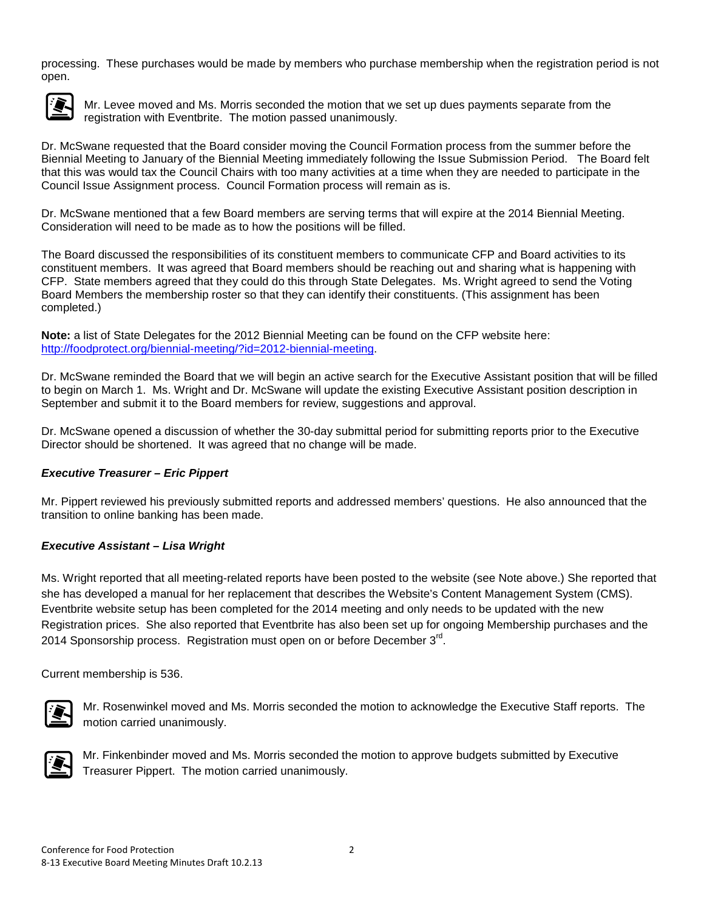processing. These purchases would be made by members who purchase membership when the registration period is not open.

Mr. Levee moved and Ms. Morris seconded the motion that we set up dues payments separate from the registration with Eventbrite. The motion passed unanimously.

Dr. McSwane requested that the Board consider moving the Council Formation process from the summer before the Biennial Meeting to January of the Biennial Meeting immediately following the Issue Submission Period. The Board felt that this was would tax the Council Chairs with too many activities at a time when they are needed to participate in the Council Issue Assignment process. Council Formation process will remain as is.

Dr. McSwane mentioned that a few Board members are serving terms that will expire at the 2014 Biennial Meeting. Consideration will need to be made as to how the positions will be filled.

The Board discussed the responsibilities of its constituent members to communicate CFP and Board activities to its constituent members. It was agreed that Board members should be reaching out and sharing what is happening with CFP. State members agreed that they could do this through State Delegates. Ms. Wright agreed to send the Voting Board Members the membership roster so that they can identify their constituents. (This assignment has been completed.)

**Note:** a list of State Delegates for the 2012 Biennial Meeting can be found on the CFP website here: [http://foodprotect.org/biennial-meeting/?id=2012-biennial-meeting](http://foodprotect.org/biennial-meeting/?id=2012-biennial-meeting).

Dr. McSwane reminded the Board that we will begin an active search for the Executive Assistant position that will be filled to begin on March 1. Ms. Wright and Dr. McSwane will update the existing Executive Assistant position description in September and submit it to the Board members for review, suggestions and approval.

Dr. McSwane opened a discussion of whether the 30-day submittal period for submitting reports prior to the Executive Director should be shortened. It was agreed that no change will be made.

***Executive Treasurer – Eric Pippert***

Mr. Pippert reviewed his previously submitted reports and addressed members' questions. He also announced that the transition to online banking has been made.

***Executive Assistant – Lisa Wright***

Ms. Wright reported that all meeting-related reports have been posted to the website (see Note above.) She reported that she has developed a manual for her replacement that describes the Website's Content Management System (CMS). Eventbrite website setup has been completed for the 2014 meeting and only needs to be updated with the new Registration prices. She also reported that Eventbrite has also been set up for ongoing Membership purchases and the 2014 Sponsorship process. Registration must open on or before December 3rd.

Current membership is 536.

Mr. Rosenwinkel moved and Ms. Morris seconded the motion to acknowledge the Executive Staff reports. The motion carried unanimously.

Mr. Finkenbinder moved and Ms. Morris seconded the motion to approve budgets submitted by Executive Treasurer Pippert. The motion carried unanimously.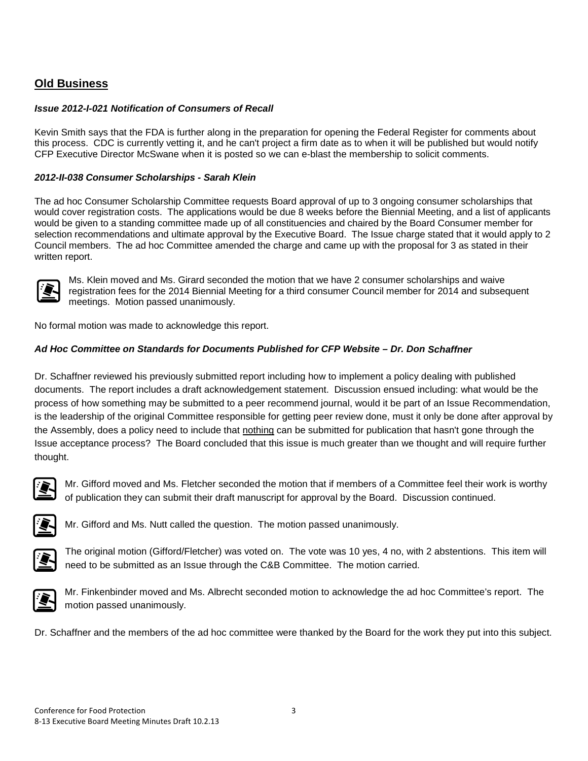## Old Business

### *Issue 2012-I-021 Notification of Consumers of Recall*

Kevin Smith says that the FDA is further along in the preparation for opening the Federal Register for comments about this process. CDC is currently vetting it, and he can't project a firm date as to when it will be published but would notify CFP Executive Director McSwane when it is posted so we can e-blast the membership to solicit comments.

### *2012-II-038 Consumer Scholarships - Sarah Klein*

The ad hoc Consumer Scholarship Committee requests Board approval of up to 3 ongoing consumer scholarships that would cover registration costs. The applications would be due 8 weeks before the Biennial Meeting, and a list of applicants would be given to a standing committee made up of all constituencies and chaired by the Board Consumer member for selection recommendations and ultimate approval by the Executive Board. The Issue charge stated that it would apply to 2 Council members. The ad hoc Committee amended the charge and came up with the proposal for 3 as stated in their written report.

Ms. Klein moved and Ms. Girard seconded the motion that we have 2 consumer scholarships and waive registration fees for the 2014 Biennial Meeting for a third consumer Council member for 2014 and subsequent meetings. Motion passed unanimously.

No formal motion was made to acknowledge this report.

### *Ad Hoc Committee on Standards for Documents Published for CFP Website – Dr. Don Schaffner*

Dr. Schaffner reviewed his previously submitted report including how to implement a policy dealing with published documents. The report includes a draft acknowledgement statement. Discussion ensued including: what would be the process of how something may be submitted to a peer recommend journal, would it be part of an Issue Recommendation, is the leadership of the original Committee responsible for getting peer review done, must it only be done after approval by the Assembly, does a policy need to include that nothing can be submitted for publication that hasn't gone through the Issue acceptance process? The Board concluded that this issue is much greater than we thought and will require further thought.

Mr. Gifford moved and Ms. Fletcher seconded the motion that if members of a Committee feel their work is worthy of publication they can submit their draft manuscript for approval by the Board. Discussion continued.

Mr. Gifford and Ms. Nutt called the question. The motion passed unanimously.

The original motion (Gifford/Fletcher) was voted on. The vote was 10 yes, 4 no, with 2 abstentions. This item will need to be submitted as an Issue through the C&B Committee. The motion carried.

Mr. Finkenbinder moved and Ms. Albrecht seconded motion to acknowledge the ad hoc Committee's report. The motion passed unanimously.

Dr. Schaffner and the members of the ad hoc committee were thanked by the Board for the work they put into this subject.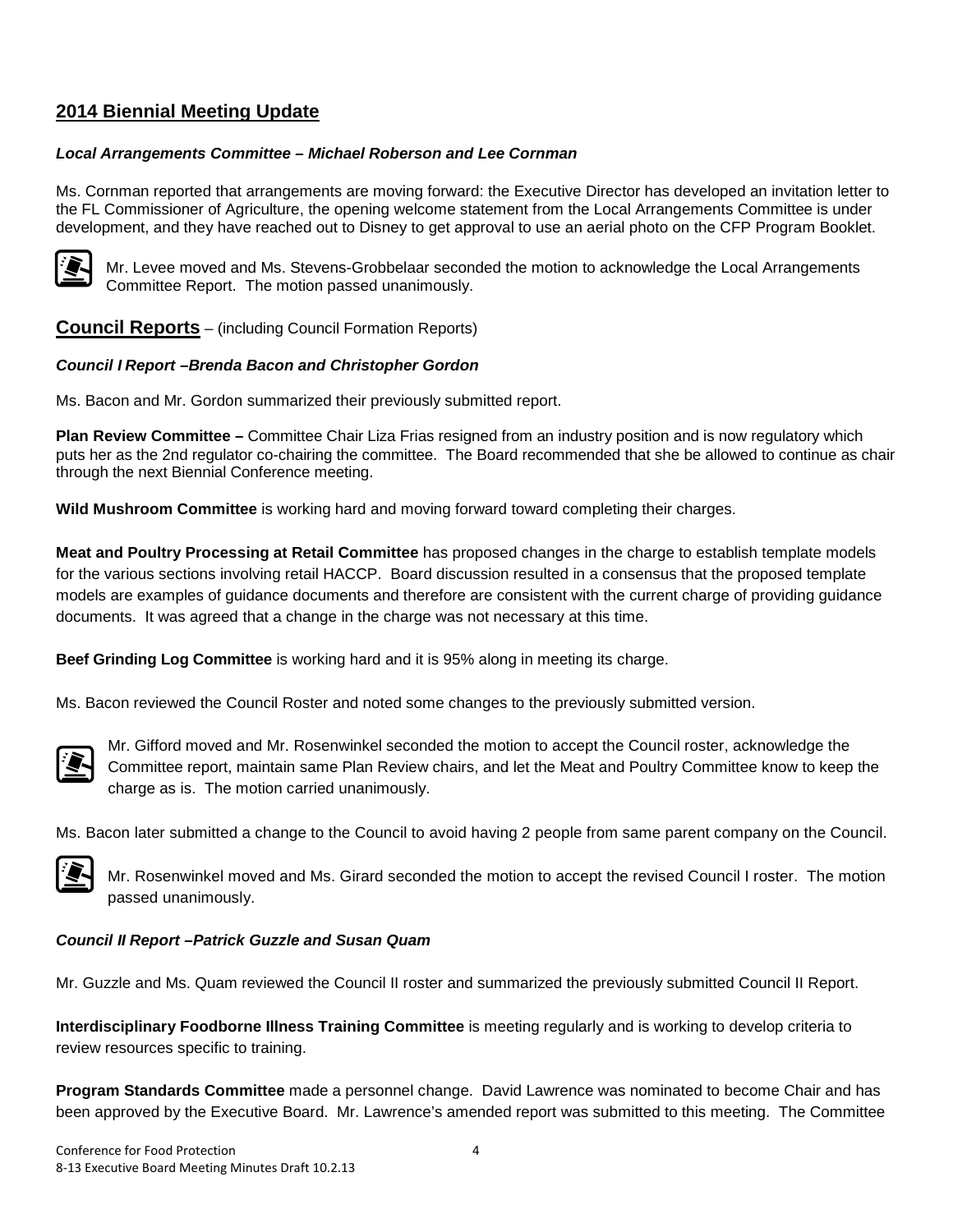## 2014 Biennial Meeting Update

***Local Arrangements Committee – Michael Roberson and Lee Cornman***

Ms. Cornman reported that arrangements are moving forward: the Executive Director has developed an invitation letter to the FL Commissioner of Agriculture, the opening welcome statement from the Local Arrangements Committee is under development, and they have reached out to Disney to get approval to use an aerial photo on the CFP Program Booklet.

Mr. Levee moved and Ms. Stevens-Grobbelaar seconded the motion to acknowledge the Local Arrangements Committee Report. The motion passed unanimously.

## Council Reports – (including Council Formation Reports)

***Council I Report –Brenda Bacon and Christopher Gordon***

Ms. Bacon and Mr. Gordon summarized their previously submitted report.

**Plan Review Committee –** Committee Chair Liza Frias resigned from an industry position and is now regulatory which puts her as the 2nd regulator co-chairing the committee. The Board recommended that she be allowed to continue as chair through the next Biennial Conference meeting.

**Wild Mushroom Committee** is working hard and moving forward toward completing their charges.

**Meat and Poultry Processing at Retail Committee** has proposed changes in the charge to establish template models for the various sections involving retail HACCP. Board discussion resulted in a consensus that the proposed template models are examples of guidance documents and therefore are consistent with the current charge of providing guidance documents. It was agreed that a change in the charge was not necessary at this time.

**Beef Grinding Log Committee** is working hard and it is 95% along in meeting its charge.

Ms. Bacon reviewed the Council Roster and noted some changes to the previously submitted version.

Mr. Gifford moved and Mr. Rosenwinkel seconded the motion to accept the Council roster, acknowledge the Committee report, maintain same Plan Review chairs, and let the Meat and Poultry Committee know to keep the charge as is. The motion carried unanimously.

Ms. Bacon later submitted a change to the Council to avoid having 2 people from same parent company on the Council.

Mr. Rosenwinkel moved and Ms. Girard seconded the motion to accept the revised Council I roster. The motion passed unanimously.

***Council II Report –Patrick Guzzle and Susan Quam***

Mr. Guzzle and Ms. Quam reviewed the Council II roster and summarized the previously submitted Council II Report.

**Interdisciplinary Foodborne Illness Training Committee** is meeting regularly and is working to develop criteria to review resources specific to training.

**Program Standards Committee** made a personnel change. David Lawrence was nominated to become Chair and has been approved by the Executive Board. Mr. Lawrence's amended report was submitted to this meeting. The Committee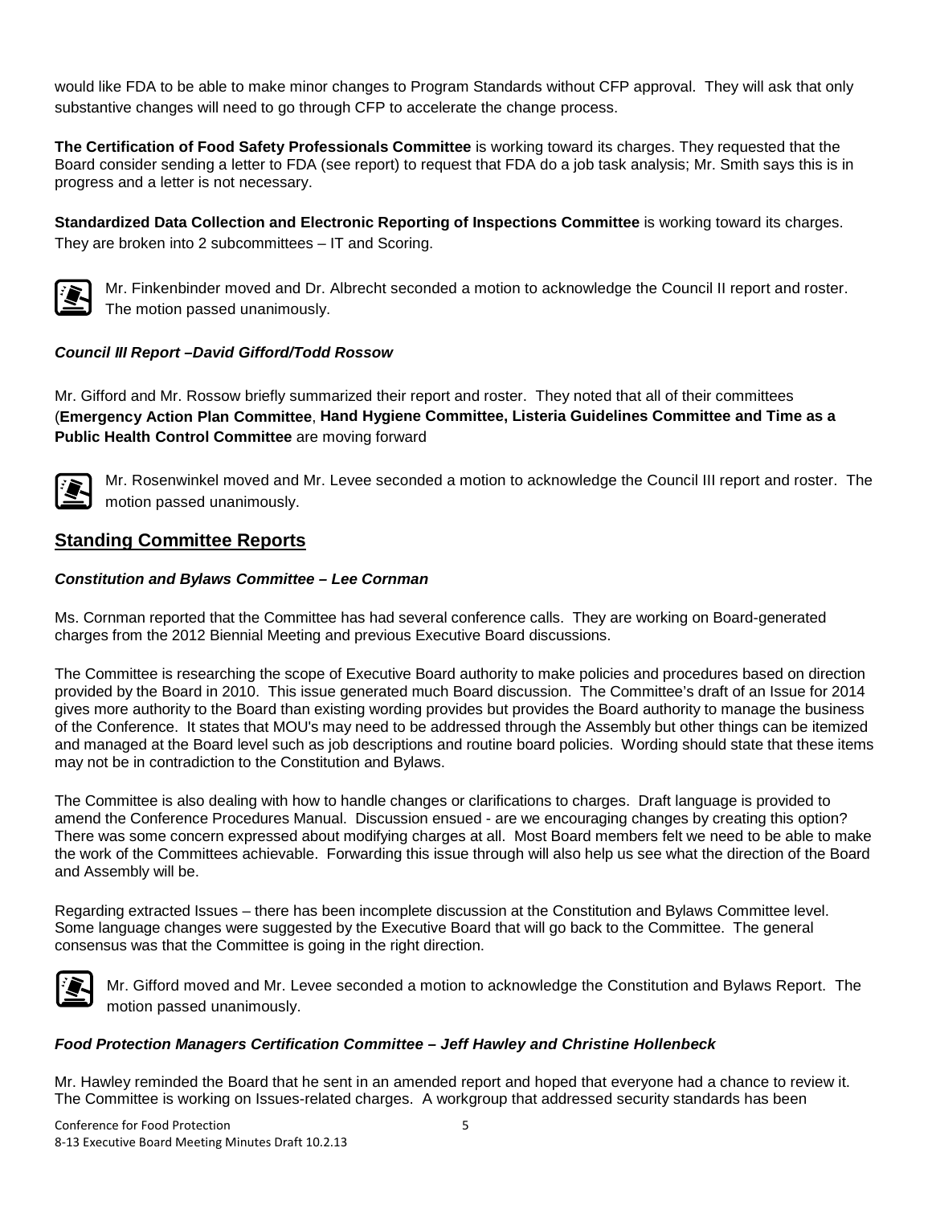would like FDA to be able to make minor changes to Program Standards without CFP approval. They will ask that only substantive changes will need to go through CFP to accelerate the change process.

**The Certification of Food Safety Professionals Committee** is working toward its charges. They requested that the Board consider sending a letter to FDA (see report) to request that FDA do a job task analysis; Mr. Smith says this is in progress and a letter is not necessary.

**Standardized Data Collection and Electronic Reporting of Inspections Committee** is working toward its charges. They are broken into 2 subcommittees – IT and Scoring.

Mr. Finkenbinder moved and Dr. Albrecht seconded a motion to acknowledge the Council II report and roster. The motion passed unanimously.

### *Council III Report –David Gifford/Todd Rossow*

Mr. Gifford and Mr. Rossow briefly summarized their report and roster. They noted that all of their committees (**Emergency Action Plan Committee**, **Hand Hygiene Committee, Listeria Guidelines Committee and Time as a Public Health Control Committee** are moving forward

Mr. Rosenwinkel moved and Mr. Levee seconded a motion to acknowledge the Council III report and roster. The motion passed unanimously.

## Standing Committee Reports

### *Constitution and Bylaws Committee – Lee Cornman*

Ms. Cornman reported that the Committee has had several conference calls. They are working on Board-generated charges from the 2012 Biennial Meeting and previous Executive Board discussions.

The Committee is researching the scope of Executive Board authority to make policies and procedures based on direction provided by the Board in 2010. This issue generated much Board discussion. The Committee's draft of an Issue for 2014 gives more authority to the Board than existing wording provides but provides the Board authority to manage the business of the Conference. It states that MOU's may need to be addressed through the Assembly but other things can be itemized and managed at the Board level such as job descriptions and routine board policies. Wording should state that these items may not be in contradiction to the Constitution and Bylaws.

The Committee is also dealing with how to handle changes or clarifications to charges. Draft language is provided to amend the Conference Procedures Manual. Discussion ensued - are we encouraging changes by creating this option? There was some concern expressed about modifying charges at all. Most Board members felt we need to be able to make the work of the Committees achievable. Forwarding this issue through will also help us see what the direction of the Board and Assembly will be.

Regarding extracted Issues – there has been incomplete discussion at the Constitution and Bylaws Committee level. Some language changes were suggested by the Executive Board that will go back to the Committee. The general consensus was that the Committee is going in the right direction.

Mr. Gifford moved and Mr. Levee seconded a motion to acknowledge the Constitution and Bylaws Report. The motion passed unanimously.

### *Food Protection Managers Certification Committee – Jeff Hawley and Christine Hollenbeck*

Mr. Hawley reminded the Board that he sent in an amended report and hoped that everyone had a chance to review it. The Committee is working on Issues-related charges. A workgroup that addressed security standards has been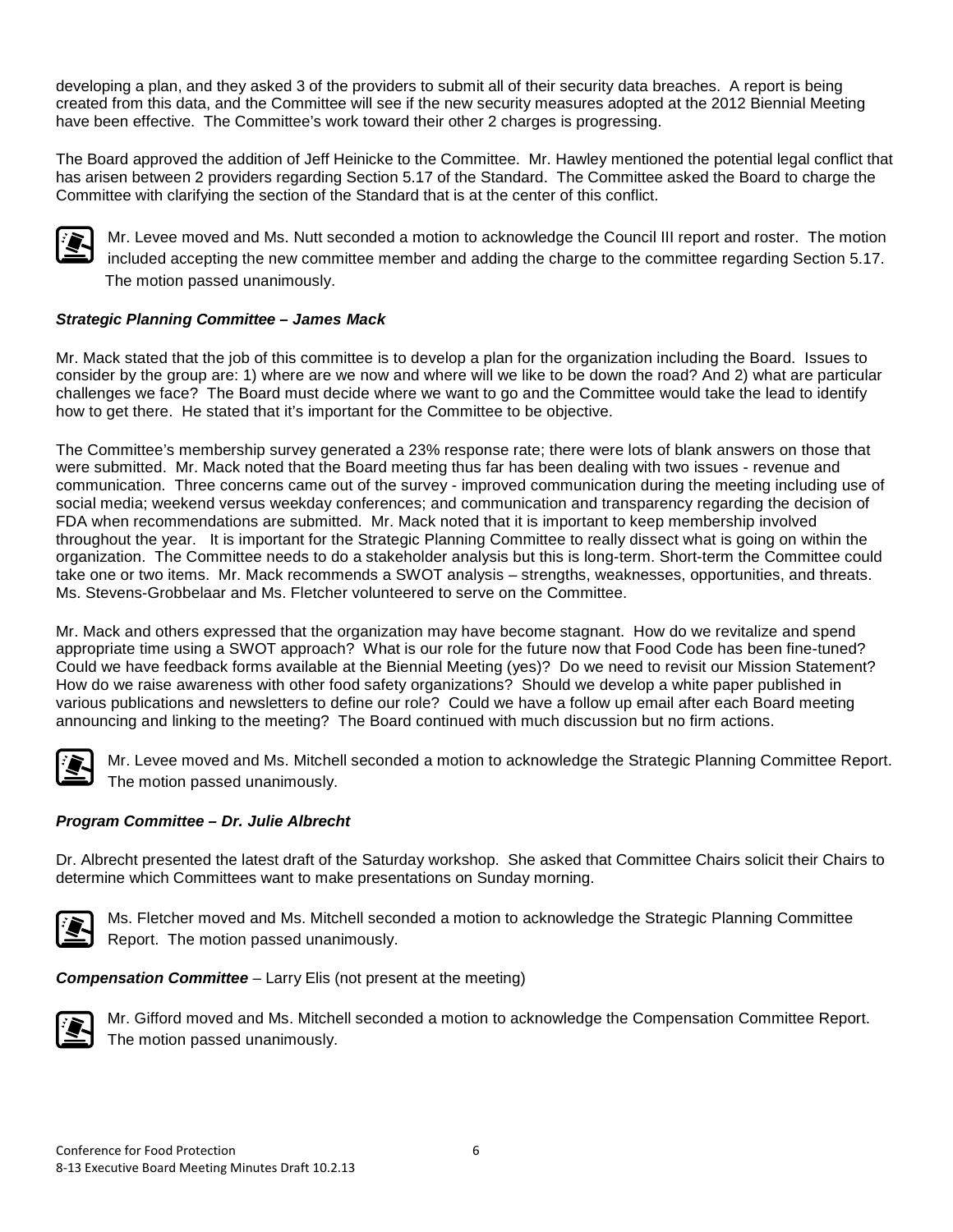developing a plan, and they asked 3 of the providers to submit all of their security data breaches. A report is being created from this data, and the Committee will see if the new security measures adopted at the 2012 Biennial Meeting have been effective. The Committee's work toward their other 2 charges is progressing.

The Board approved the addition of Jeff Heinicke to the Committee. Mr. Hawley mentioned the potential legal conflict that has arisen between 2 providers regarding Section 5.17 of the Standard. The Committee asked the Board to charge the Committee with clarifying the section of the Standard that is at the center of this conflict.

Mr. Levee moved and Ms. Nutt seconded a motion to acknowledge the Council III report and roster. The motion included accepting the new committee member and adding the charge to the committee regarding Section 5.17. The motion passed unanimously.

***Strategic Planning Committee – James Mack***

Mr. Mack stated that the job of this committee is to develop a plan for the organization including the Board. Issues to consider by the group are: 1) where are we now and where will we like to be down the road? And 2) what are particular challenges we face? The Board must decide where we want to go and the Committee would take the lead to identify how to get there. He stated that it's important for the Committee to be objective.

The Committee's membership survey generated a 23% response rate; there were lots of blank answers on those that were submitted. Mr. Mack noted that the Board meeting thus far has been dealing with two issues - revenue and communication. Three concerns came out of the survey - improved communication during the meeting including use of social media; weekend versus weekday conferences; and communication and transparency regarding the decision of FDA when recommendations are submitted. Mr. Mack noted that it is important to keep membership involved throughout the year. It is important for the Strategic Planning Committee to really dissect what is going on within the organization. The Committee needs to do a stakeholder analysis but this is long-term. Short-term the Committee could take one or two items. Mr. Mack recommends a SWOT analysis – strengths, weaknesses, opportunities, and threats. Ms. Stevens-Grobbelaar and Ms. Fletcher volunteered to serve on the Committee.

Mr. Mack and others expressed that the organization may have become stagnant. How do we revitalize and spend appropriate time using a SWOT approach? What is our role for the future now that Food Code has been fine-tuned? Could we have feedback forms available at the Biennial Meeting (yes)? Do we need to revisit our Mission Statement? How do we raise awareness with other food safety organizations? Should we develop a white paper published in various publications and newsletters to define our role? Could we have a follow up email after each Board meeting announcing and linking to the meeting? The Board continued with much discussion but no firm actions.

Mr. Levee moved and Ms. Mitchell seconded a motion to acknowledge the Strategic Planning Committee Report. The motion passed unanimously.

***Program Committee – Dr. Julie Albrecht***

Dr. Albrecht presented the latest draft of the Saturday workshop. She asked that Committee Chairs solicit their Chairs to determine which Committees want to make presentations on Sunday morning.

Ms. Fletcher moved and Ms. Mitchell seconded a motion to acknowledge the Strategic Planning Committee Report. The motion passed unanimously.

***Compensation Committee*** – Larry Elis (not present at the meeting)

Mr. Gifford moved and Ms. Mitchell seconded a motion to acknowledge the Compensation Committee Report. The motion passed unanimously.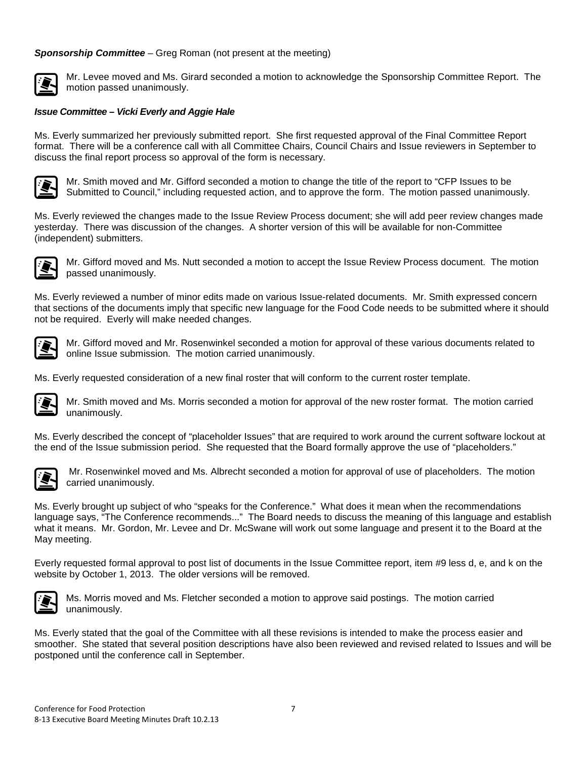***Sponsorship Committee*** – Greg Roman (not present at the meeting)

Mr. Levee moved and Ms. Girard seconded a motion to acknowledge the Sponsorship Committee Report. The motion passed unanimously.

***Issue Committee – Vicki Everly and Aggie Hale***

Ms. Everly summarized her previously submitted report. She first requested approval of the Final Committee Report format. There will be a conference call with all Committee Chairs, Council Chairs and Issue reviewers in September to discuss the final report process so approval of the form is necessary.

Mr. Smith moved and Mr. Gifford seconded a motion to change the title of the report to "CFP Issues to be Submitted to Council," including requested action, and to approve the form. The motion passed unanimously.

Ms. Everly reviewed the changes made to the Issue Review Process document; she will add peer review changes made yesterday. There was discussion of the changes. A shorter version of this will be available for non-Committee (independent) submitters.

Mr. Gifford moved and Ms. Nutt seconded a motion to accept the Issue Review Process document. The motion passed unanimously.

Ms. Everly reviewed a number of minor edits made on various Issue-related documents. Mr. Smith expressed concern that sections of the documents imply that specific new language for the Food Code needs to be submitted where it should not be required. Everly will make needed changes.

Mr. Gifford moved and Mr. Rosenwinkel seconded a motion for approval of these various documents related to online Issue submission. The motion carried unanimously.

Ms. Everly requested consideration of a new final roster that will conform to the current roster template.

Mr. Smith moved and Ms. Morris seconded a motion for approval of the new roster format. The motion carried unanimously.

Ms. Everly described the concept of "placeholder Issues" that are required to work around the current software lockout at the end of the Issue submission period. She requested that the Board formally approve the use of "placeholders."

Mr. Rosenwinkel moved and Ms. Albrecht seconded a motion for approval of use of placeholders. The motion carried unanimously.

Ms. Everly brought up subject of who "speaks for the Conference." What does it mean when the recommendations language says, "The Conference recommends..." The Board needs to discuss the meaning of this language and establish what it means. Mr. Gordon, Mr. Levee and Dr. McSwane will work out some language and present it to the Board at the May meeting.

Everly requested formal approval to post list of documents in the Issue Committee report, item #9 less d, e, and k on the website by October 1, 2013. The older versions will be removed.

Ms. Morris moved and Ms. Fletcher seconded a motion to approve said postings. The motion carried unanimously.

Ms. Everly stated that the goal of the Committee with all these revisions is intended to make the process easier and smoother. She stated that several position descriptions have also been reviewed and revised related to Issues and will be postponed until the conference call in September.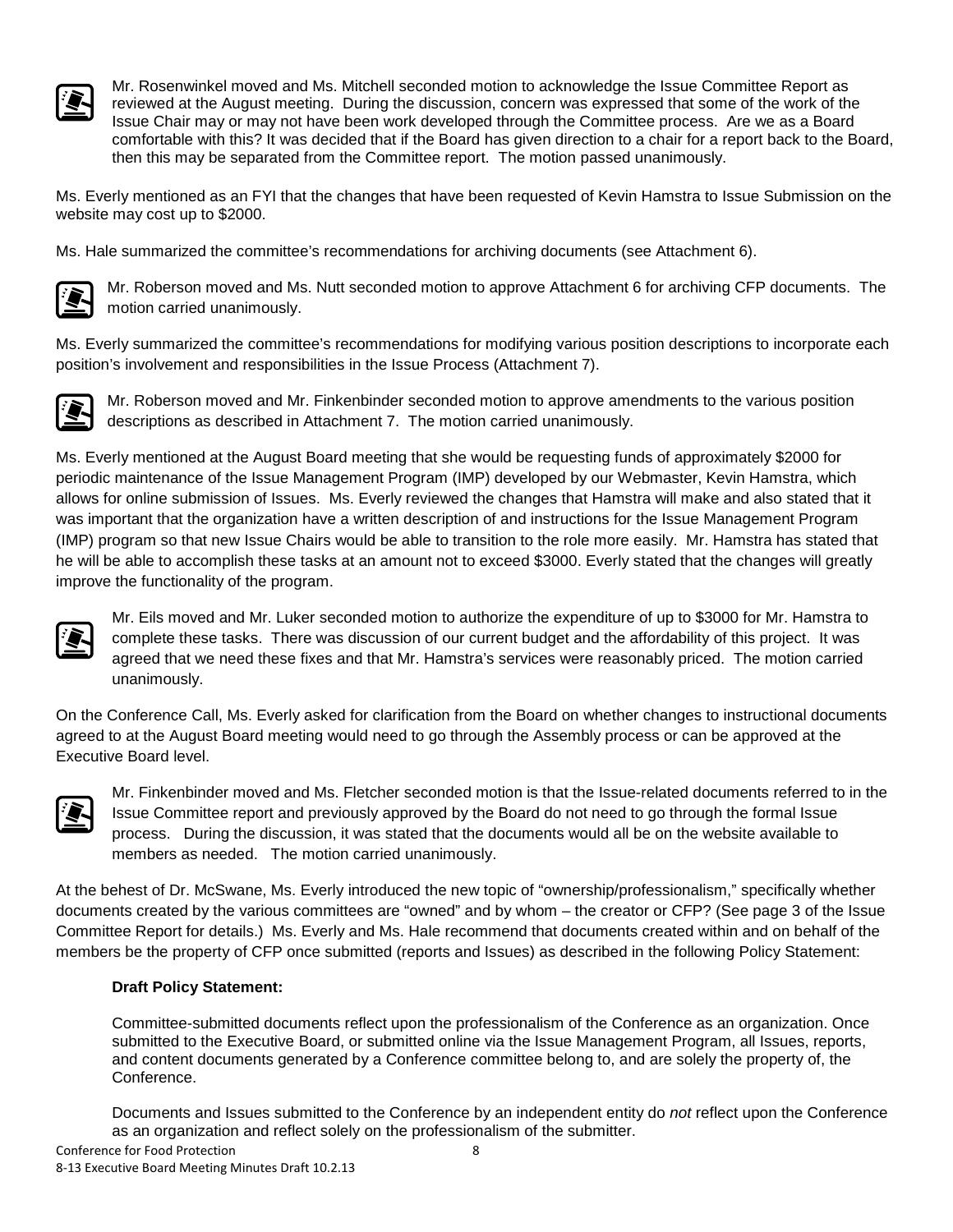Mr. Rosenwinkel moved and Ms. Mitchell seconded motion to acknowledge the Issue Committee Report as reviewed at the August meeting. During the discussion, concern was expressed that some of the work of the Issue Chair may or may not have been work developed through the Committee process. Are we as a Board comfortable with this? It was decided that if the Board has given direction to a chair for a report back to the Board, then this may be separated from the Committee report. The motion passed unanimously.

Ms. Everly mentioned as an FYI that the changes that have been requested of Kevin Hamstra to Issue Submission on the website may cost up to $2000.

Ms. Hale summarized the committee's recommendations for archiving documents (see Attachment 6).

Mr. Roberson moved and Ms. Nutt seconded motion to approve Attachment 6 for archiving CFP documents. The motion carried unanimously.

Ms. Everly summarized the committee's recommendations for modifying various position descriptions to incorporate each position's involvement and responsibilities in the Issue Process (Attachment 7).

Mr. Roberson moved and Mr. Finkenbinder seconded motion to approve amendments to the various position descriptions as described in Attachment 7. The motion carried unanimously.

Ms. Everly mentioned at the August Board meeting that she would be requesting funds of approximately $2000 for periodic maintenance of the Issue Management Program (IMP) developed by our Webmaster, Kevin Hamstra, which allows for online submission of Issues. Ms. Everly reviewed the changes that Hamstra will make and also stated that it was important that the organization have a written description of and instructions for the Issue Management Program (IMP) program so that new Issue Chairs would be able to transition to the role more easily. Mr. Hamstra has stated that he will be able to accomplish these tasks at an amount not to exceed $3000. Everly stated that the changes will greatly improve the functionality of the program.

Mr. Eils moved and Mr. Luker seconded motion to authorize the expenditure of up to $3000 for Mr. Hamstra to complete these tasks. There was discussion of our current budget and the affordability of this project. It was agreed that we need these fixes and that Mr. Hamstra's services were reasonably priced. The motion carried unanimously.

On the Conference Call, Ms. Everly asked for clarification from the Board on whether changes to instructional documents agreed to at the August Board meeting would need to go through the Assembly process or can be approved at the Executive Board level.

Mr. Finkenbinder moved and Ms. Fletcher seconded motion is that the Issue-related documents referred to in the Issue Committee report and previously approved by the Board do not need to go through the formal Issue process. During the discussion, it was stated that the documents would all be on the website available to members as needed. The motion carried unanimously.

At the behest of Dr. McSwane, Ms. Everly introduced the new topic of "ownership/professionalism," specifically whether documents created by the various committees are "owned" and by whom – the creator or CFP? (See page 3 of the Issue Committee Report for details.) Ms. Everly and Ms. Hale recommend that documents created within and on behalf of the members be the property of CFP once submitted (reports and Issues) as described in the following Policy Statement:

**Draft Policy Statement:**

Committee-submitted documents reflect upon the professionalism of the Conference as an organization. Once submitted to the Executive Board, or submitted online via the Issue Management Program, all Issues, reports, and content documents generated by a Conference committee belong to, and are solely the property of, the Conference.

Documents and Issues submitted to the Conference by an independent entity do *not* reflect upon the Conference as an organization and reflect solely on the professionalism of the submitter.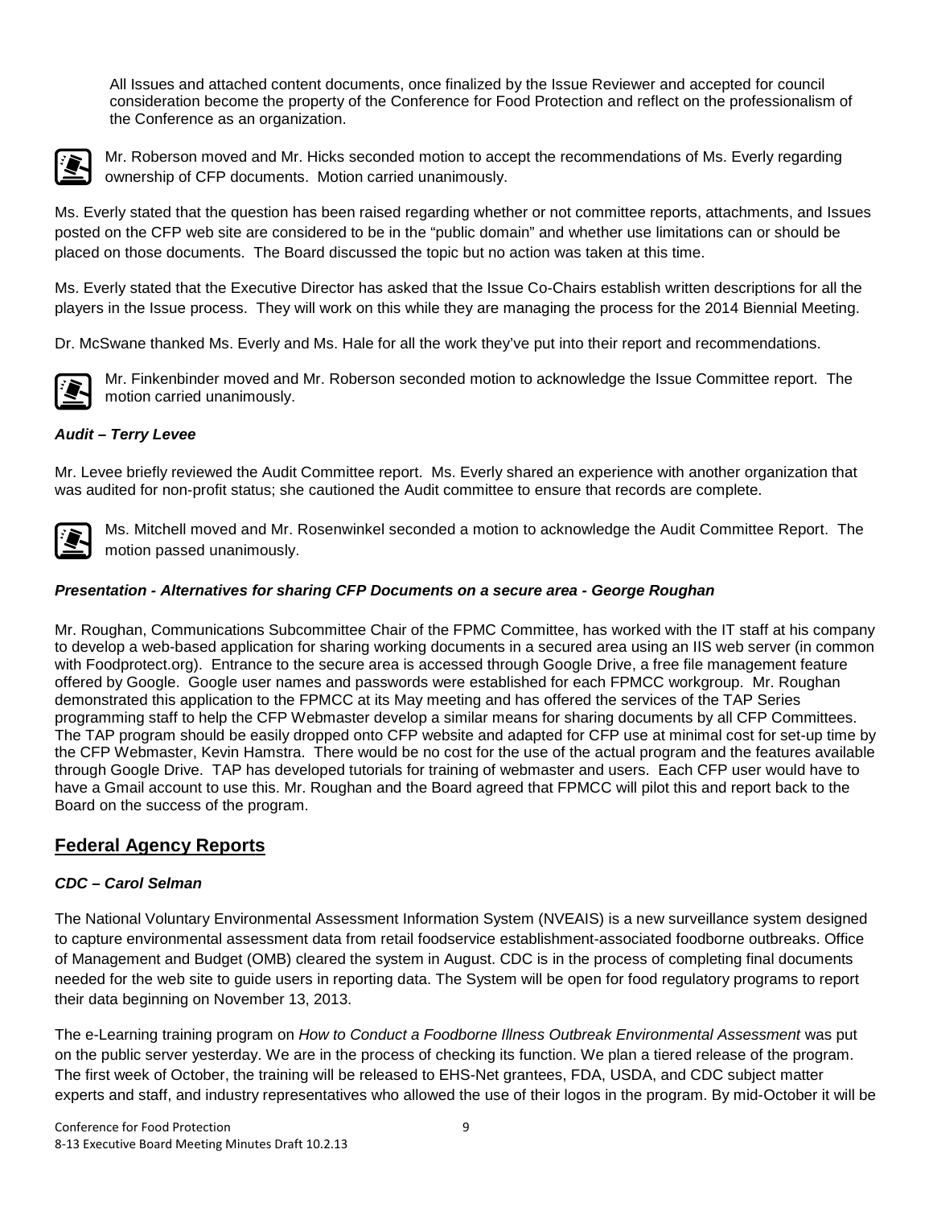All Issues and attached content documents, once finalized by the Issue Reviewer and accepted for council consideration become the property of the Conference for Food Protection and reflect on the professionalism of the Conference as an organization.

Mr. Roberson moved and Mr. Hicks seconded motion to accept the recommendations of Ms. Everly regarding ownership of CFP documents. Motion carried unanimously.

Ms. Everly stated that the question has been raised regarding whether or not committee reports, attachments, and Issues posted on the CFP web site are considered to be in the "public domain" and whether use limitations can or should be placed on those documents. The Board discussed the topic but no action was taken at this time.

Ms. Everly stated that the Executive Director has asked that the Issue Co-Chairs establish written descriptions for all the players in the Issue process. They will work on this while they are managing the process for the 2014 Biennial Meeting.

Dr. McSwane thanked Ms. Everly and Ms. Hale for all the work they've put into their report and recommendations.

Mr. Finkenbinder moved and Mr. Roberson seconded motion to acknowledge the Issue Committee report. The motion carried unanimously.

### *Audit – Terry Levee*

Mr. Levee briefly reviewed the Audit Committee report. Ms. Everly shared an experience with another organization that was audited for non-profit status; she cautioned the Audit committee to ensure that records are complete.

Ms. Mitchell moved and Mr. Rosenwinkel seconded a motion to acknowledge the Audit Committee Report. The motion passed unanimously.

### *Presentation - Alternatives for sharing CFP Documents on a secure area - George Roughan*

Mr. Roughan, Communications Subcommittee Chair of the FPMC Committee, has worked with the IT staff at his company to develop a web-based application for sharing working documents in a secured area using an IIS web server (in common with Foodprotect.org). Entrance to the secure area is accessed through Google Drive, a free file management feature offered by Google. Google user names and passwords were established for each FPMCC workgroup. Mr. Roughan demonstrated this application to the FPMCC at its May meeting and has offered the services of the TAP Series programming staff to help the CFP Webmaster develop a similar means for sharing documents by all CFP Committees. The TAP program should be easily dropped onto CFP website and adapted for CFP use at minimal cost for set-up time by the CFP Webmaster, Kevin Hamstra. There would be no cost for the use of the actual program and the features available through Google Drive. TAP has developed tutorials for training of webmaster and users. Each CFP user would have to have a Gmail account to use this. Mr. Roughan and the Board agreed that FPMCC will pilot this and report back to the Board on the success of the program.

## Federal Agency Reports

### *CDC – Carol Selman*

The National Voluntary Environmental Assessment Information System (NVEAIS) is a new surveillance system designed to capture environmental assessment data from retail foodservice establishment-associated foodborne outbreaks. Office of Management and Budget (OMB) cleared the system in August. CDC is in the process of completing final documents needed for the web site to guide users in reporting data. The System will be open for food regulatory programs to report their data beginning on November 13, 2013.

The e-Learning training program on *How to Conduct a Foodborne Illness Outbreak Environmental Assessment* was put on the public server yesterday. We are in the process of checking its function. We plan a tiered release of the program. The first week of October, the training will be released to EHS-Net grantees, FDA, USDA, and CDC subject matter experts and staff, and industry representatives who allowed the use of their logos in the program. By mid-October it will be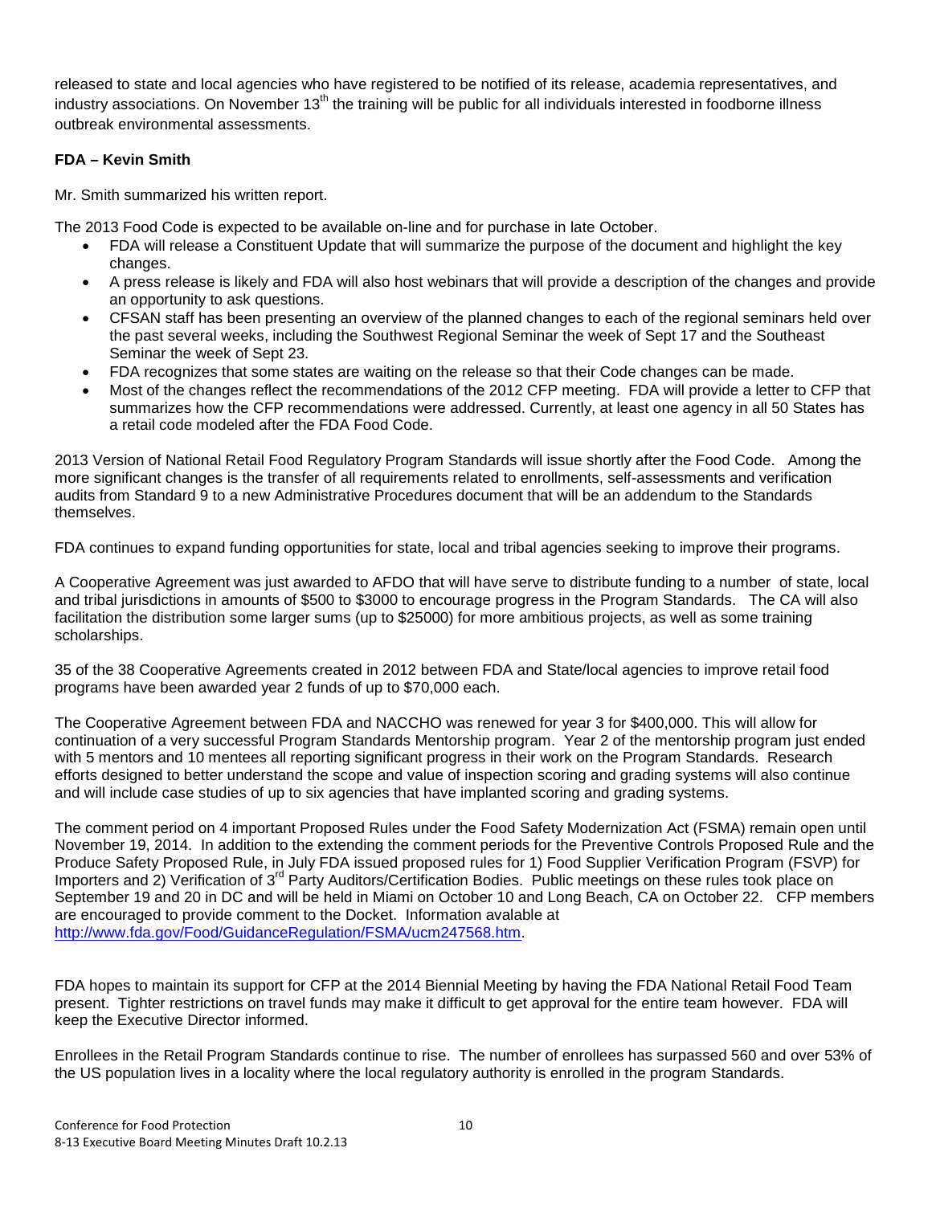released to state and local agencies who have registered to be notified of its release, academia representatives, and industry associations. On November 13th the training will be public for all individuals interested in foodborne illness outbreak environmental assessments.

**FDA – Kevin Smith**

Mr. Smith summarized his written report.

The 2013 Food Code is expected to be available on-line and for purchase in late October.

- FDA will release a Constituent Update that will summarize the purpose of the document and highlight the key changes.
- A press release is likely and FDA will also host webinars that will provide a description of the changes and provide an opportunity to ask questions.
- CFSAN staff has been presenting an overview of the planned changes to each of the regional seminars held over the past several weeks, including the Southwest Regional Seminar the week of Sept 17 and the Southeast Seminar the week of Sept 23.
- FDA recognizes that some states are waiting on the release so that their Code changes can be made.
- Most of the changes reflect the recommendations of the 2012 CFP meeting. FDA will provide a letter to CFP that summarizes how the CFP recommendations were addressed. Currently, at least one agency in all 50 States has a retail code modeled after the FDA Food Code.

2013 Version of National Retail Food Regulatory Program Standards will issue shortly after the Food Code. Among the more significant changes is the transfer of all requirements related to enrollments, self-assessments and verification audits from Standard 9 to a new Administrative Procedures document that will be an addendum to the Standards themselves.

FDA continues to expand funding opportunities for state, local and tribal agencies seeking to improve their programs.

A Cooperative Agreement was just awarded to AFDO that will have serve to distribute funding to a number of state, local and tribal jurisdictions in amounts of $500 to $3000 to encourage progress in the Program Standards. The CA will also facilitation the distribution some larger sums (up to $25000) for more ambitious projects, as well as some training scholarships.

35 of the 38 Cooperative Agreements created in 2012 between FDA and State/local agencies to improve retail food programs have been awarded year 2 funds of up to $70,000 each.

The Cooperative Agreement between FDA and NACCHO was renewed for year 3 for $400,000. This will allow for continuation of a very successful Program Standards Mentorship program. Year 2 of the mentorship program just ended with 5 mentors and 10 mentees all reporting significant progress in their work on the Program Standards. Research efforts designed to better understand the scope and value of inspection scoring and grading systems will also continue and will include case studies of up to six agencies that have implanted scoring and grading systems.

The comment period on 4 important Proposed Rules under the Food Safety Modernization Act (FSMA) remain open until November 19, 2014. In addition to the extending the comment periods for the Preventive Controls Proposed Rule and the Produce Safety Proposed Rule, in July FDA issued proposed rules for 1) Food Supplier Verification Program (FSVP) for Importers and 2) Verification of 3rd Party Auditors/Certification Bodies. Public meetings on these rules took place on September 19 and 20 in DC and will be held in Miami on October 10 and Long Beach, CA on October 22. CFP members are encouraged to provide comment to the Docket. Information avalable at http://www.fda.gov/Food/GuidanceRegulation/FSMA/ucm247568.htm.

FDA hopes to maintain its support for CFP at the 2014 Biennial Meeting by having the FDA National Retail Food Team present. Tighter restrictions on travel funds may make it difficult to get approval for the entire team however. FDA will keep the Executive Director informed.

Enrollees in the Retail Program Standards continue to rise. The number of enrollees has surpassed 560 and over 53% of the US population lives in a locality where the local regulatory authority is enrolled in the program Standards.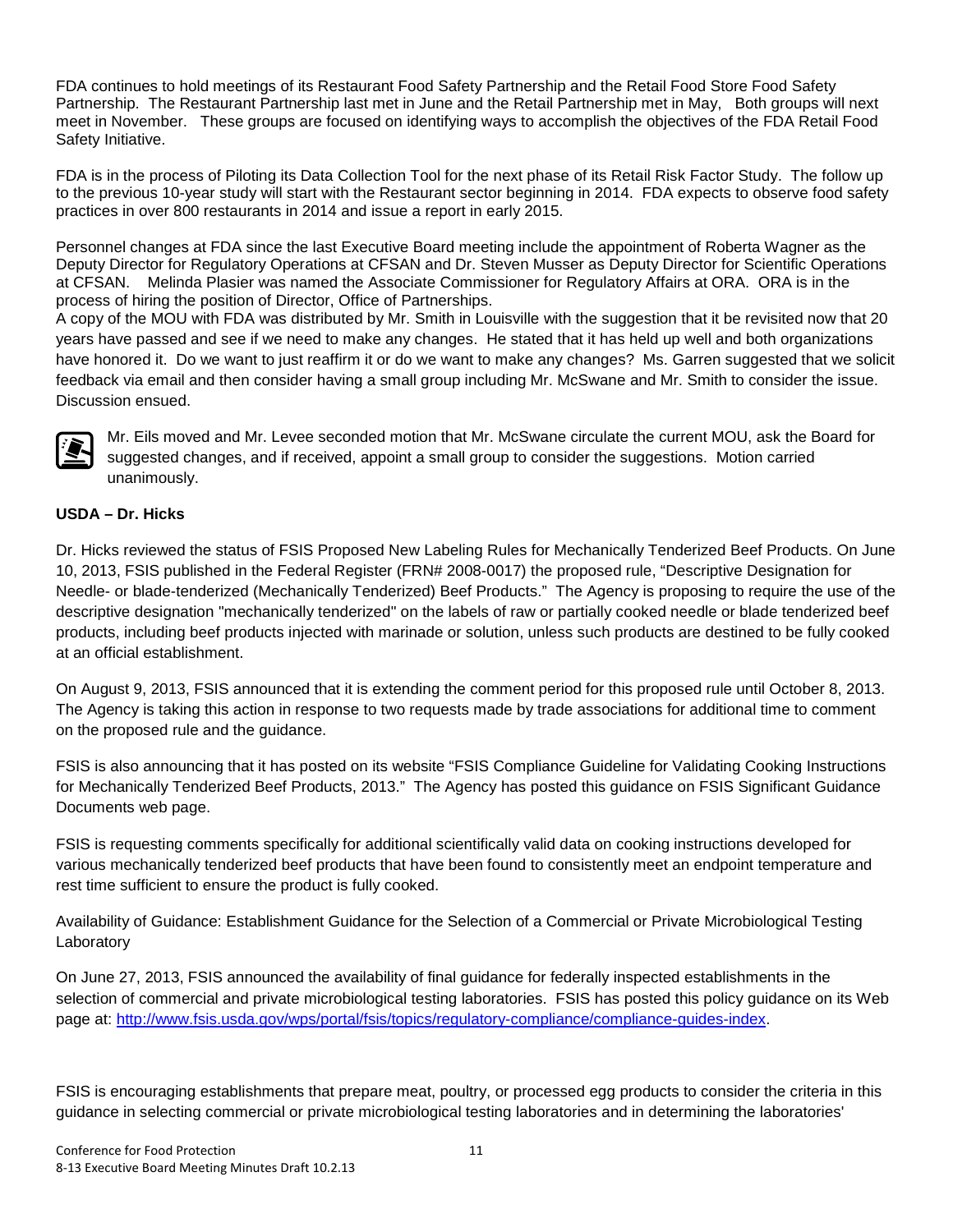FDA continues to hold meetings of its Restaurant Food Safety Partnership and the Retail Food Store Food Safety Partnership. The Restaurant Partnership last met in June and the Retail Partnership met in May, Both groups will next meet in November. These groups are focused on identifying ways to accomplish the objectives of the FDA Retail Food Safety Initiative.

FDA is in the process of Piloting its Data Collection Tool for the next phase of its Retail Risk Factor Study. The follow up to the previous 10-year study will start with the Restaurant sector beginning in 2014. FDA expects to observe food safety practices in over 800 restaurants in 2014 and issue a report in early 2015.

Personnel changes at FDA since the last Executive Board meeting include the appointment of Roberta Wagner as the Deputy Director for Regulatory Operations at CFSAN and Dr. Steven Musser as Deputy Director for Scientific Operations at CFSAN. Melinda Plasier was named the Associate Commissioner for Regulatory Affairs at ORA. ORA is in the process of hiring the position of Director, Office of Partnerships.
A copy of the MOU with FDA was distributed by Mr. Smith in Louisville with the suggestion that it be revisited now that 20 years have passed and see if we need to make any changes. He stated that it has held up well and both organizations have honored it. Do we want to just reaffirm it or do we want to make any changes? Ms. Garren suggested that we solicit feedback via email and then consider having a small group including Mr. McSwane and Mr. Smith to consider the issue. Discussion ensued.

Mr. Eils moved and Mr. Levee seconded motion that Mr. McSwane circulate the current MOU, ask the Board for suggested changes, and if received, appoint a small group to consider the suggestions. Motion carried unanimously.

**USDA – Dr. Hicks**

Dr. Hicks reviewed the status of FSIS Proposed New Labeling Rules for Mechanically Tenderized Beef Products. On June 10, 2013, FSIS published in the Federal Register (FRN# 2008-0017) the proposed rule, "Descriptive Designation for Needle- or blade-tenderized (Mechanically Tenderized) Beef Products." The Agency is proposing to require the use of the descriptive designation "mechanically tenderized" on the labels of raw or partially cooked needle or blade tenderized beef products, including beef products injected with marinade or solution, unless such products are destined to be fully cooked at an official establishment.

On August 9, 2013, FSIS announced that it is extending the comment period for this proposed rule until October 8, 2013. The Agency is taking this action in response to two requests made by trade associations for additional time to comment on the proposed rule and the guidance.

FSIS is also announcing that it has posted on its website "FSIS Compliance Guideline for Validating Cooking Instructions for Mechanically Tenderized Beef Products, 2013." The Agency has posted this guidance on FSIS Significant Guidance Documents web page.

FSIS is requesting comments specifically for additional scientifically valid data on cooking instructions developed for various mechanically tenderized beef products that have been found to consistently meet an endpoint temperature and rest time sufficient to ensure the product is fully cooked.

Availability of Guidance: Establishment Guidance for the Selection of a Commercial or Private Microbiological Testing Laboratory

On June 27, 2013, FSIS announced the availability of final guidance for federally inspected establishments in the selection of commercial and private microbiological testing laboratories. FSIS has posted this policy guidance on its Web page at: http://www.fsis.usda.gov/wps/portal/fsis/topics/regulatory-compliance/compliance-guides-index.

FSIS is encouraging establishments that prepare meat, poultry, or processed egg products to consider the criteria in this guidance in selecting commercial or private microbiological testing laboratories and in determining the laboratories'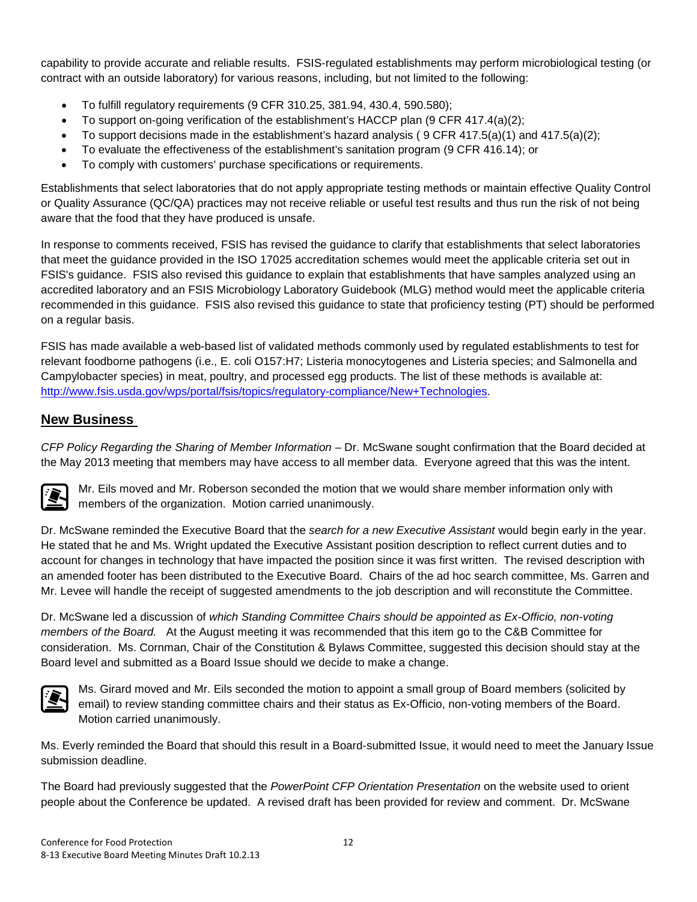capability to provide accurate and reliable results. FSIS-regulated establishments may perform microbiological testing (or contract with an outside laboratory) for various reasons, including, but not limited to the following:

- To fulfill regulatory requirements (9 CFR 310.25, 381.94, 430.4, 590.580);
- To support on-going verification of the establishment's HACCP plan (9 CFR 417.4(a)(2);
- To support decisions made in the establishment's hazard analysis ( 9 CFR 417.5(a)(1) and 417.5(a)(2);
- To evaluate the effectiveness of the establishment's sanitation program (9 CFR 416.14); or
- To comply with customers' purchase specifications or requirements.

Establishments that select laboratories that do not apply appropriate testing methods or maintain effective Quality Control or Quality Assurance (QC/QA) practices may not receive reliable or useful test results and thus run the risk of not being aware that the food that they have produced is unsafe.

In response to comments received, FSIS has revised the guidance to clarify that establishments that select laboratories that meet the guidance provided in the ISO 17025 accreditation schemes would meet the applicable criteria set out in FSIS's guidance. FSIS also revised this guidance to explain that establishments that have samples analyzed using an accredited laboratory and an FSIS Microbiology Laboratory Guidebook (MLG) method would meet the applicable criteria recommended in this guidance. FSIS also revised this guidance to state that proficiency testing (PT) should be performed on a regular basis.

FSIS has made available a web-based list of validated methods commonly used by regulated establishments to test for relevant foodborne pathogens (i.e., E. coli O157:H7; Listeria monocytogenes and Listeria species; and Salmonella and Campylobacter species) in meat, poultry, and processed egg products. The list of these methods is available at: http://www.fsis.usda.gov/wps/portal/fsis/topics/regulatory-compliance/New+Technologies.

## New Business

*CFP Policy Regarding the Sharing of Member Information* – Dr. McSwane sought confirmation that the Board decided at the May 2013 meeting that members may have access to all member data. Everyone agreed that this was the intent.

Mr. Eils moved and Mr. Roberson seconded the motion that we would share member information only with members of the organization. Motion carried unanimously.

Dr. McSwane reminded the Executive Board that the *search for a new Executive Assistant* would begin early in the year. He stated that he and Ms. Wright updated the Executive Assistant position description to reflect current duties and to account for changes in technology that have impacted the position since it was first written. The revised description with an amended footer has been distributed to the Executive Board. Chairs of the ad hoc search committee, Ms. Garren and Mr. Levee will handle the receipt of suggested amendments to the job description and will reconstitute the Committee.

Dr. McSwane led a discussion of *which Standing Committee Chairs should be appointed as Ex-Officio, non-voting members of the Board.* At the August meeting it was recommended that this item go to the C&B Committee for consideration. Ms. Cornman, Chair of the Constitution & Bylaws Committee, suggested this decision should stay at the Board level and submitted as a Board Issue should we decide to make a change.

Ms. Girard moved and Mr. Eils seconded the motion to appoint a small group of Board members (solicited by email) to review standing committee chairs and their status as Ex-Officio, non-voting members of the Board. Motion carried unanimously.

Ms. Everly reminded the Board that should this result in a Board-submitted Issue, it would need to meet the January Issue submission deadline.

The Board had previously suggested that the *PowerPoint CFP Orientation Presentation* on the website used to orient people about the Conference be updated. A revised draft has been provided for review and comment. Dr. McSwane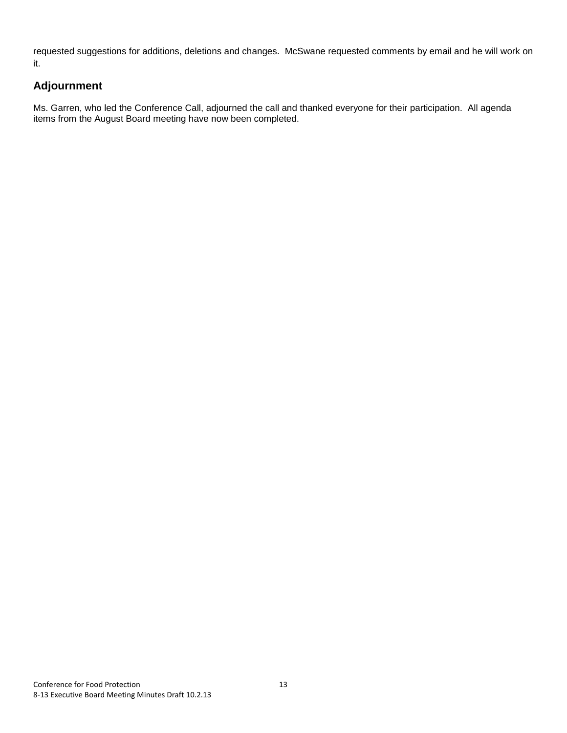requested suggestions for additions, deletions and changes. McSwane requested comments by email and he will work on it.

## Adjournment

Ms. Garren, who led the Conference Call, adjourned the call and thanked everyone for their participation. All agenda items from the August Board meeting have now been completed.